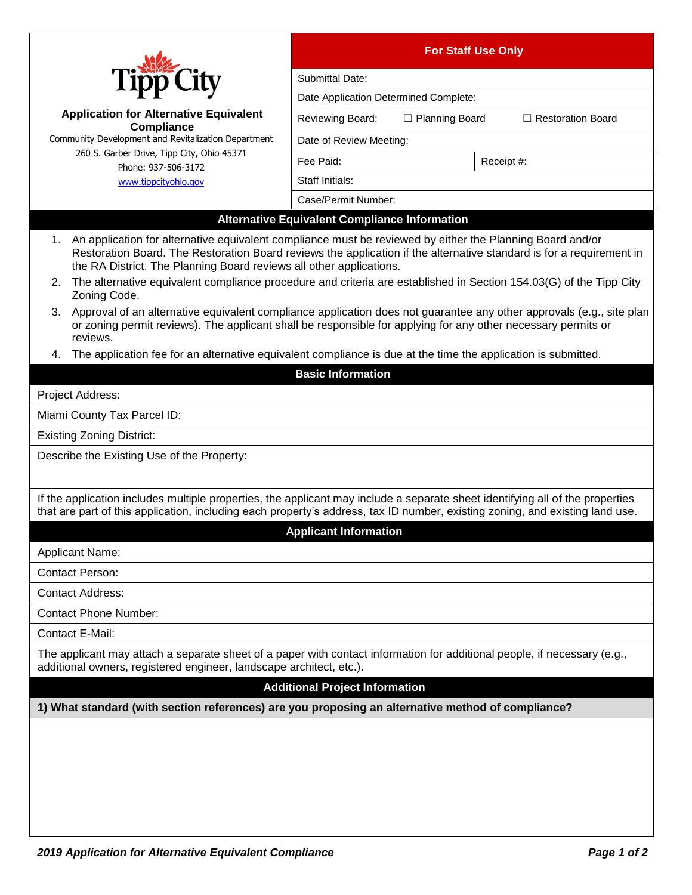Tipp City

**Application for Alternative Equivalent Compliance**

Community Development and Revitalization Department
260 S. Garber Drive, Tipp City, Ohio 45371
Phone: 937-506-3172
www.tippcityohio.gov

| For Staff Use Only | |
|---|---|
| Submittal Date: | |
| Date Application Determined Complete: | |
| Reviewing Board: ☐ Planning Board ☐ Restoration Board | |
| Date of Review Meeting: | |
| Fee Paid: | Receipt #: |
| Staff Initials: | |
| Case/Permit Number: | |

## Alternative Equivalent Compliance Information

1. An application for alternative equivalent compliance must be reviewed by either the Planning Board and/or Restoration Board. The Restoration Board reviews the application if the alternative standard is for a requirement in the RA District. The Planning Board reviews all other applications.
2. The alternative equivalent compliance procedure and criteria are established in Section 154.03(G) of the Tipp City Zoning Code.
3. Approval of an alternative equivalent compliance application does not guarantee any other approvals (e.g., site plan or zoning permit reviews). The applicant shall be responsible for applying for any other necessary permits or reviews.
4. The application fee for an alternative equivalent compliance is due at the time the application is submitted.

## Basic Information

Project Address:

Miami County Tax Parcel ID:

Existing Zoning District:

Describe the Existing Use of the Property:

If the application includes multiple properties, the applicant may include a separate sheet identifying all of the properties that are part of this application, including each property's address, tax ID number, existing zoning, and existing land use.

## Applicant Information

Applicant Name:

Contact Person:

Contact Address:

Contact Phone Number:

Contact E-Mail:

The applicant may attach a separate sheet of a paper with contact information for additional people, if necessary (e.g., additional owners, registered engineer, landscape architect, etc.).

## Additional Project Information

**1) What standard (with section references) are you proposing an alternative method of compliance?**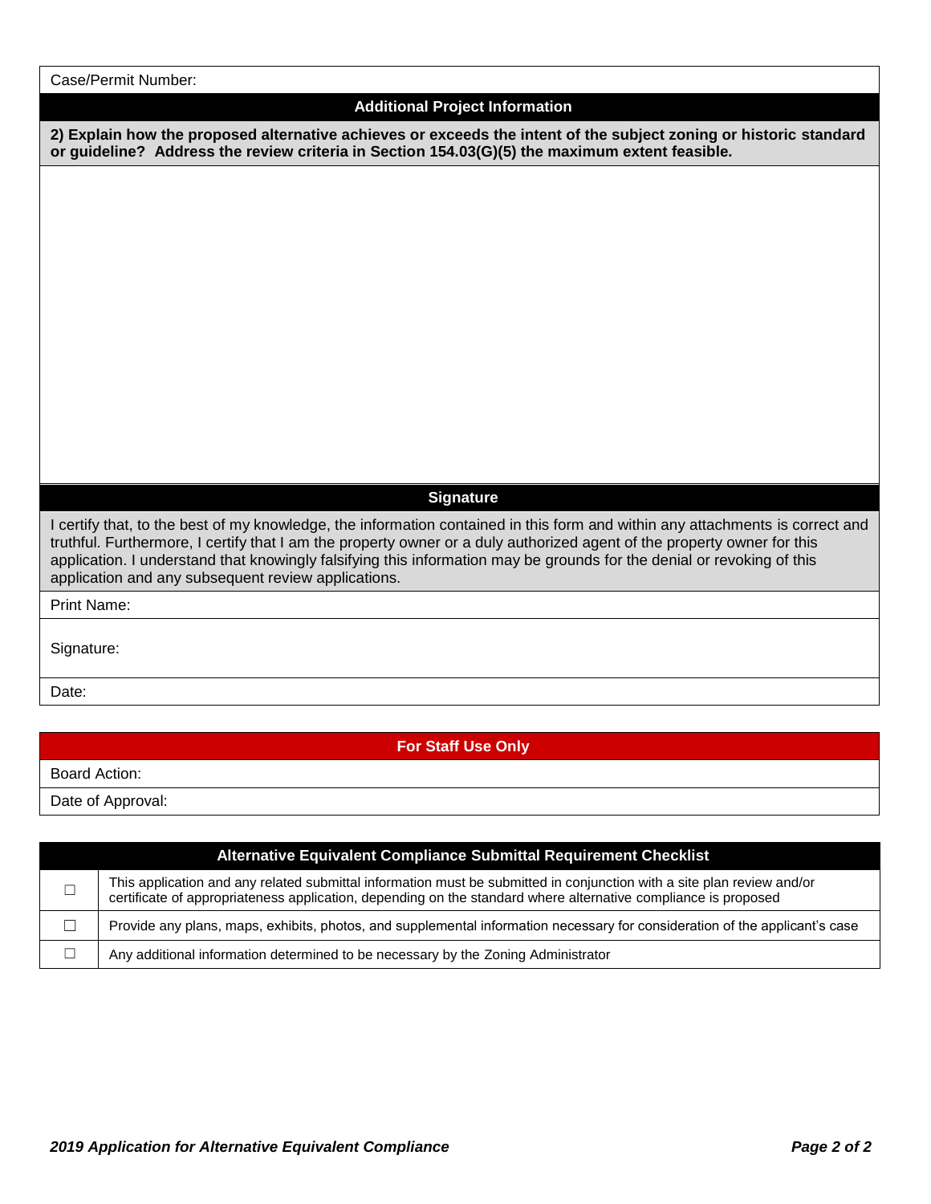Case/Permit Number:

## Additional Project Information

**2) Explain how the proposed alternative achieves or exceeds the intent of the subject zoning or historic standard or guideline? Address the review criteria in Section 154.03(G)(5) the maximum extent feasible.**

## Signature

I certify that, to the best of my knowledge, the information contained in this form and within any attachments is correct and truthful. Furthermore, I certify that I am the property owner or a duly authorized agent of the property owner for this application. I understand that knowingly falsifying this information may be grounds for the denial or revoking of this application and any subsequent review applications.

Print Name:

Signature:

Date:

## For Staff Use Only

Board Action:

Date of Approval:

## Alternative Equivalent Compliance Submittal Requirement Checklist

| | |
|---|---|
| ☐ | This application and any related submittal information must be submitted in conjunction with a site plan review and/or certificate of appropriateness application, depending on the standard where alternative compliance is proposed |
| ☐ | Provide any plans, maps, exhibits, photos, and supplemental information necessary for consideration of the applicant's case |
| ☐ | Any additional information determined to be necessary by the Zoning Administrator |